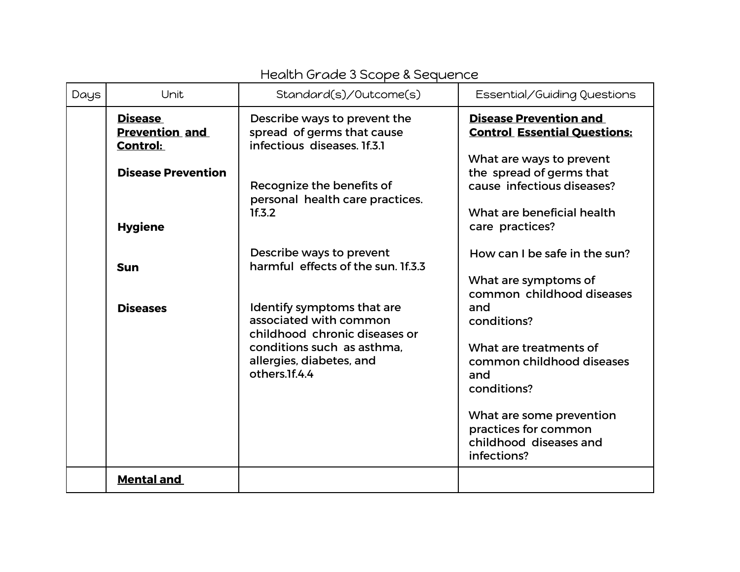# Health Grade 3 Scope & Sequence

| Days | Unit | Standard(s)/Outcome(s) | Essential/Guiding Questions |
|---|---|---|---|
| | **Disease Prevention and Control:**<br><br>**Disease Prevention**<br><br>**Hygiene**<br><br>**Sun**<br><br>**Diseases** | Describe ways to prevent the spread of germs that cause infectious diseases. 1f.3.1<br><br>Recognize the benefits of personal health care practices. 1f.3.2<br><br>Describe ways to prevent harmful effects of the sun. 1f.3.3<br><br>Identify symptoms that are associated with common childhood chronic diseases or conditions such as asthma, allergies, diabetes, and others.1f.4.4 | **Disease Prevention and Control Essential Questions:**<br><br>What are ways to prevent the spread of germs that cause infectious diseases?<br><br>What are beneficial health care practices?<br><br>How can I be safe in the sun?<br><br>What are symptoms of common childhood diseases and conditions?<br><br>What are treatments of common childhood diseases and conditions?<br><br>What are some prevention practices for common childhood diseases and infections? |
| | **Mental and** | | |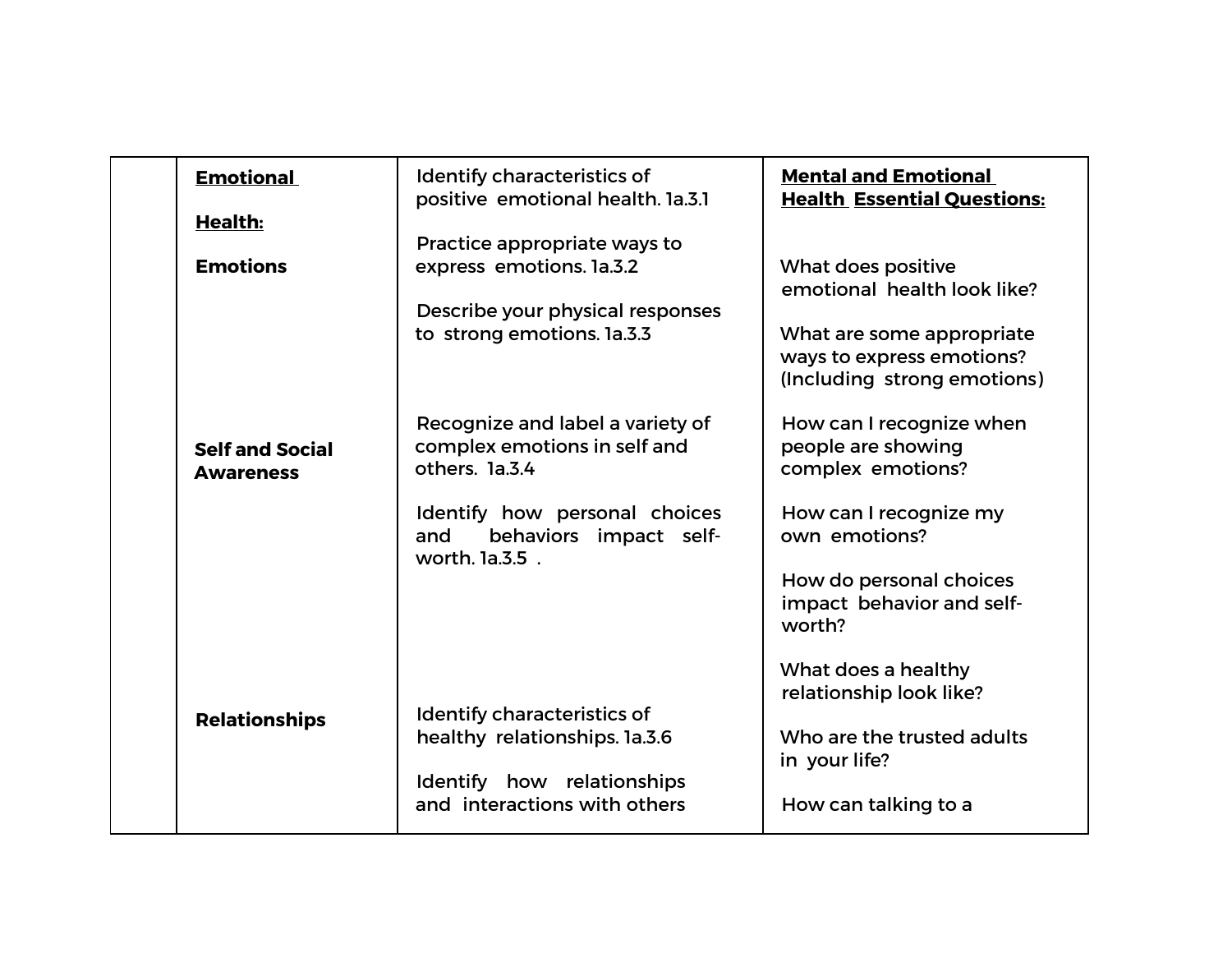| | | | |
|---|---|---|---|
| | <u>**Emotional Health:**</u><br><br>**Emotions** | Identify characteristics of positive emotional health. 1a.3.1<br><br>Practice appropriate ways to express emotions. 1a.3.2<br><br>Describe your physical responses to strong emotions. 1a.3.3 | <u>**Mental and Emotional Health Essential Questions:**</u><br><br>What does positive emotional health look like?<br><br>What are some appropriate ways to express emotions? (Including strong emotions) |
| | **Self and Social Awareness** | Recognize and label a variety of complex emotions in self and others. 1a.3.4<br><br>Identify how personal choices and behaviors impact self-worth. 1a.3.5 . | How can I recognize when people are showing complex emotions?<br><br>How can I recognize my own emotions?<br><br>How do personal choices impact behavior and self-worth? |
| | **Relationships** | Identify characteristics of healthy relationships. 1a.3.6<br><br>Identify how relationships and interactions with others | What does a healthy relationship look like?<br><br>Who are the trusted adults in your life?<br><br>How can talking to a |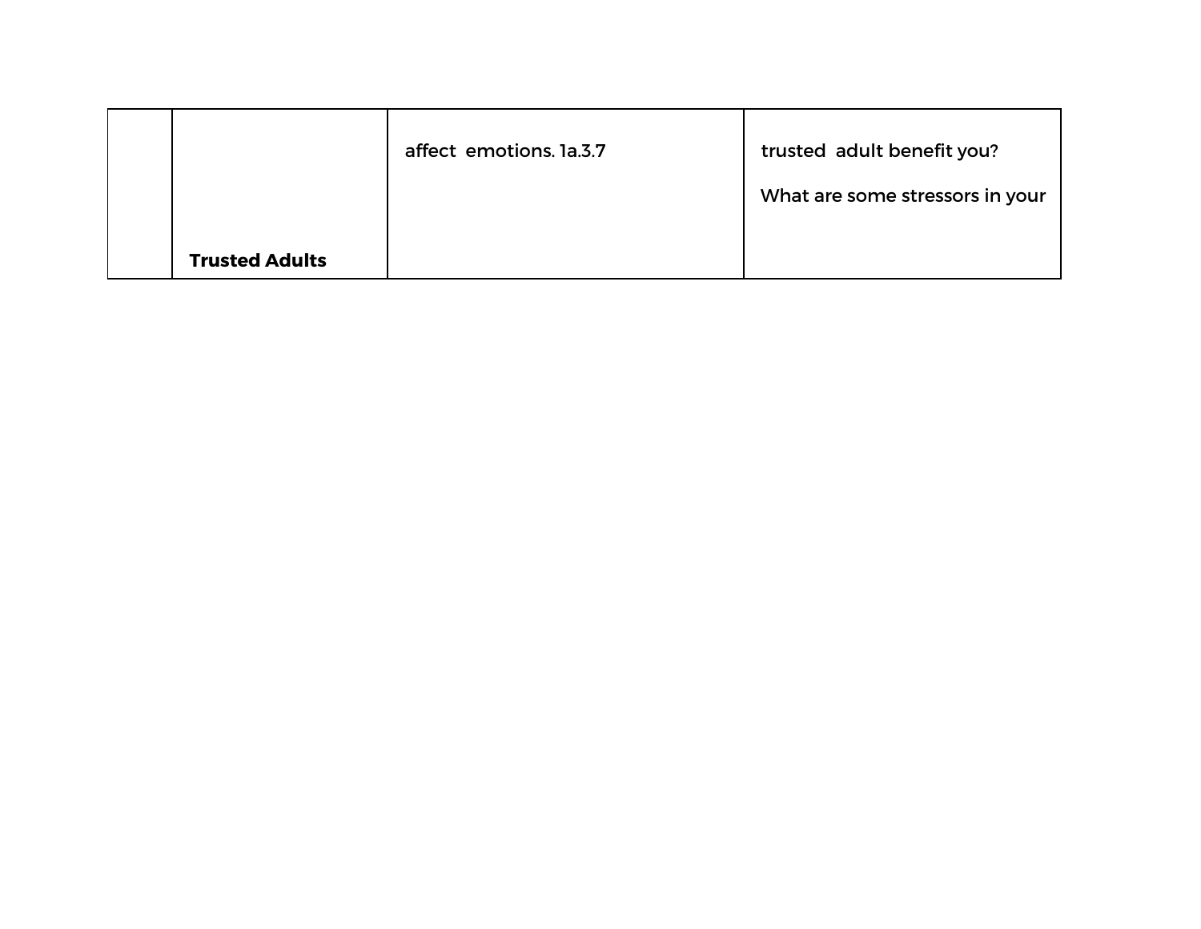|  |  |  |  |
|---|---|---|---|
|  | **Trusted Adults** | affect emotions. 1a.3.7 | trusted adult benefit you?<br><br>What are some stressors in your |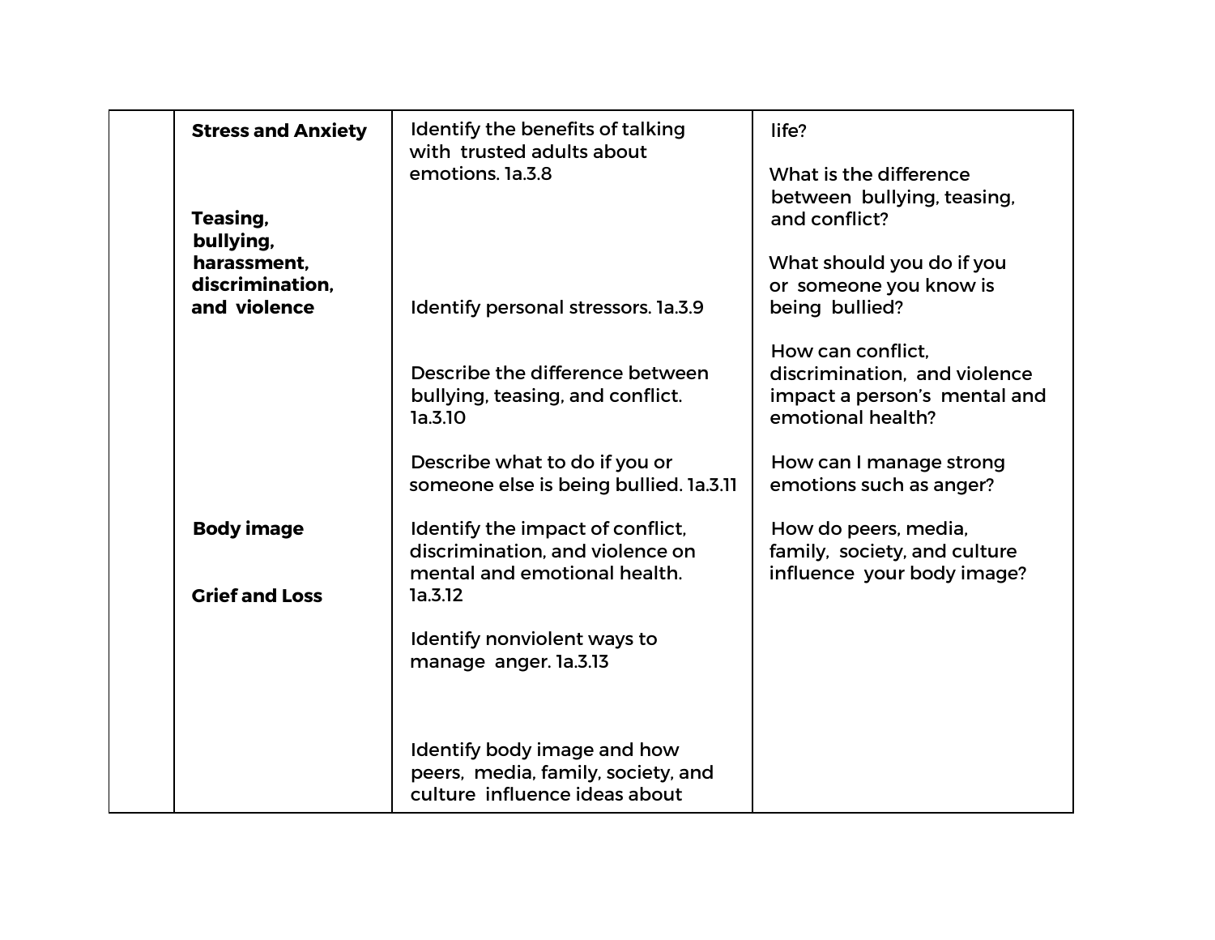|  | Topics | Standards | Essential Questions |
|---|---|---|---|
|  | **Stress and Anxiety** | Identify the benefits of talking with trusted adults about emotions. 1a.3.8 | life? |
|  | **Teasing, bullying, harassment, discrimination, and violence** | Identify personal stressors. 1a.3.9 | What is the difference between bullying, teasing, and conflict? |
|  |  | Describe the difference between bullying, teasing, and conflict. 1a.3.10 | What should you do if you or someone you know is being bullied? |
|  |  | Describe what to do if you or someone else is being bullied. 1a.3.11 | How can conflict, discrimination, and violence impact a person's mental and emotional health? |
|  | **Body image** | Identify the impact of conflict, discrimination, and violence on mental and emotional health. 1a.3.12 | How can I manage strong emotions such as anger? |
|  | **Grief and Loss** | Identify nonviolent ways to manage anger. 1a.3.13 | How do peers, media, family, society, and culture influence your body image? |
|  |  | Identify body image and how peers, media, family, society, and culture influence ideas about |  |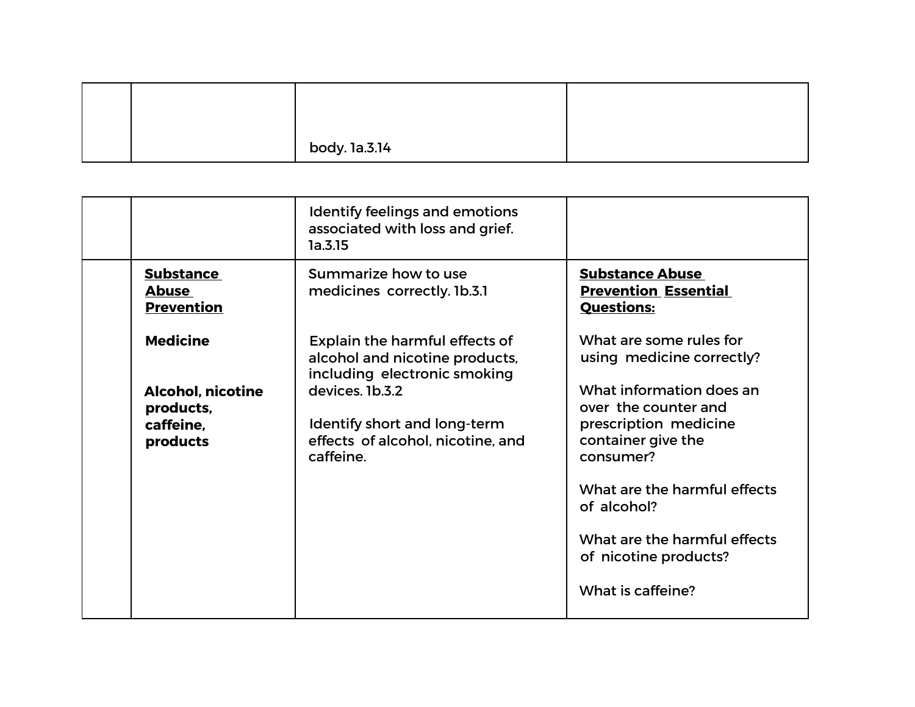| | | | |
|---|---|---|---|
| | | body. 1a.3.14 | |

| | | | |
|---|---|---|---|
| | | Identify feelings and emotions associated with loss and grief. 1a.3.15 | |
| | <u>**Substance Abuse Prevention**</u><br><br>**Medicine**<br><br>**Alcohol, nicotine products, caffeine, products** | Summarize how to use medicines correctly. 1b.3.1<br><br>Explain the harmful effects of alcohol and nicotine products, including electronic smoking devices. 1b.3.2<br><br>Identify short and long-term effects of alcohol, nicotine, and caffeine. | <u>**Substance Abuse Prevention Essential Questions:**</u><br><br>What are some rules for using medicine correctly?<br><br>What information does an over the counter and prescription medicine container give the consumer?<br><br>What are the harmful effects of alcohol?<br><br>What are the harmful effects of nicotine products?<br><br>What is caffeine? |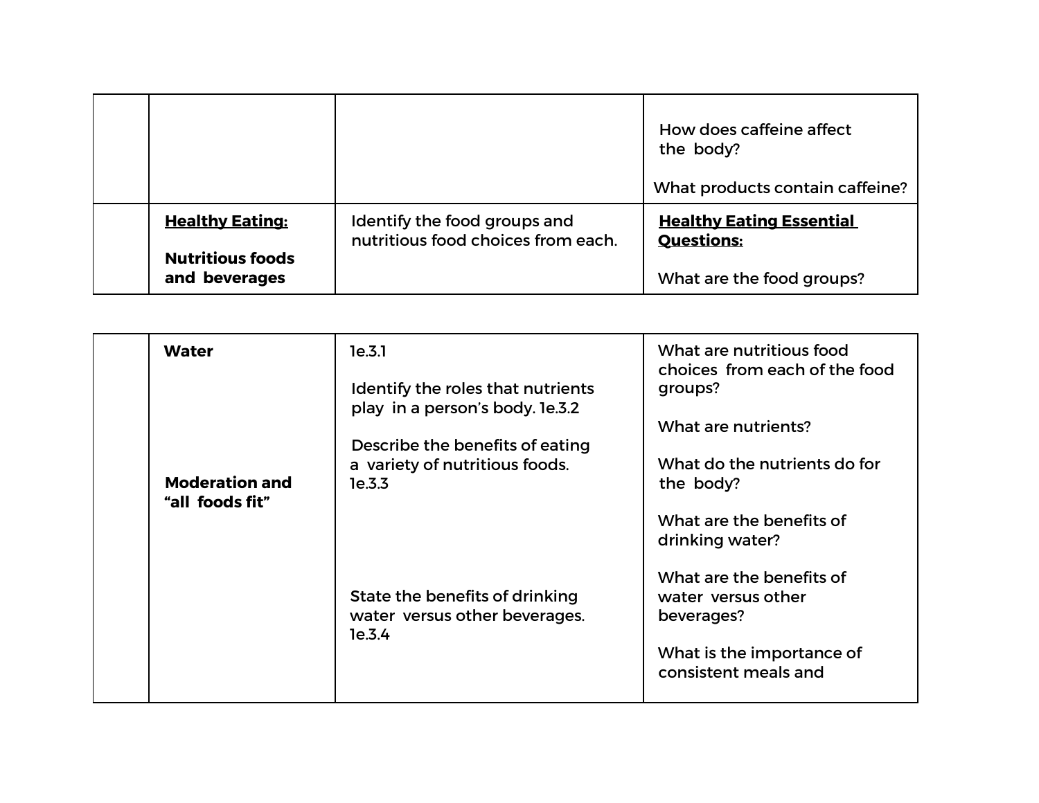| | | | |
|---|---|---|---|
| | | | How does caffeine affect the body?<br><br>What products contain caffeine? |
| | **<u>Healthy Eating:</u>**<br><br>**Nutritious foods and beverages** | Identify the food groups and nutritious food choices from each. | **<u>Healthy Eating Essential Questions:</u>**<br><br>What are the food groups? |

| | | | |
|---|---|---|---|
| | **Water**<br><br><br><br><br><br>**Moderation and "all foods fit"** | 1e.3.1<br><br>Identify the roles that nutrients play in a person's body. 1e.3.2<br><br>Describe the benefits of eating a variety of nutritious foods. 1e.3.3<br><br><br><br><br><br>State the benefits of drinking water versus other beverages. 1e.3.4 | What are nutritious food choices from each of the food groups?<br><br>What are nutrients?<br><br>What do the nutrients do for the body?<br><br>What are the benefits of drinking water?<br><br>What are the benefits of water versus other beverages?<br><br>What is the importance of consistent meals and |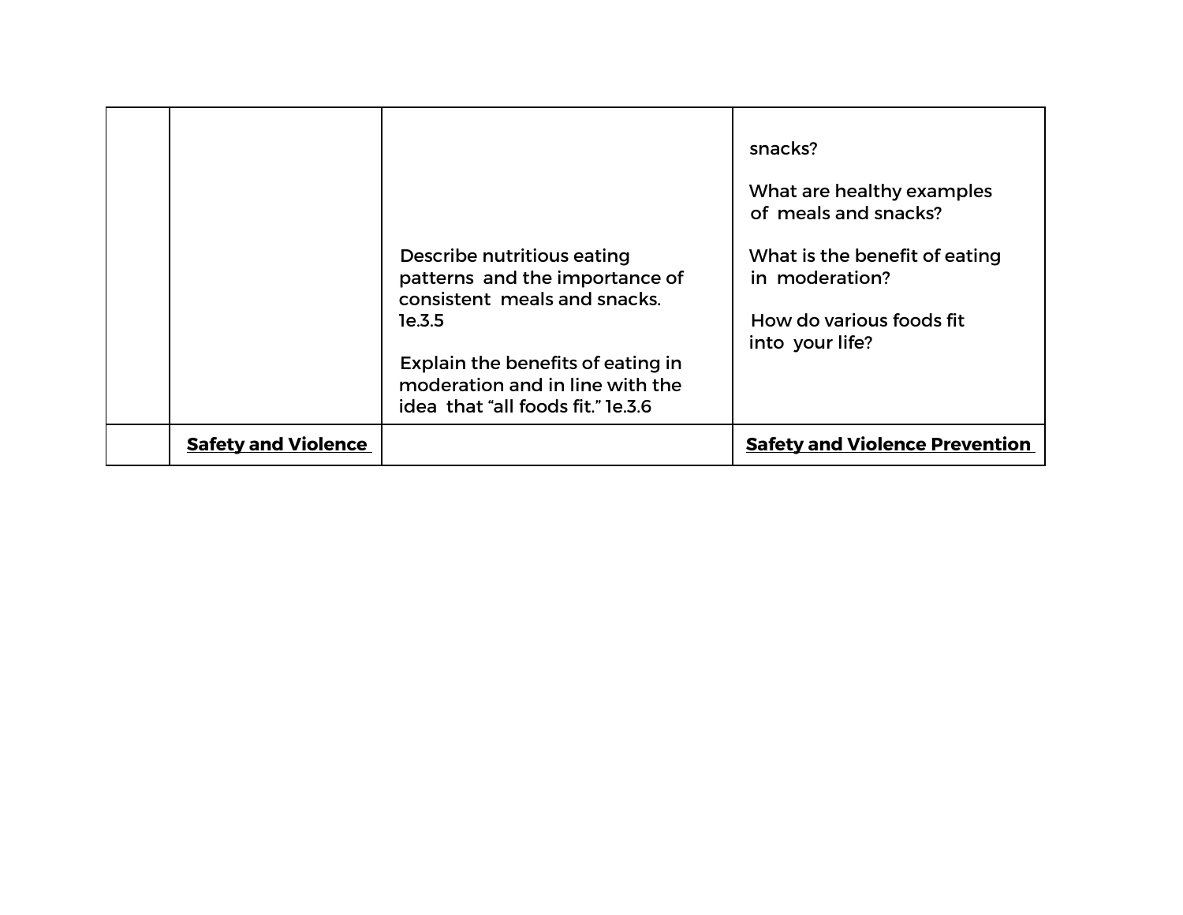| | | | |
|---|---|---|---|
| | | Describe nutritious eating patterns and the importance of consistent meals and snacks. 1e.3.5<br><br>Explain the benefits of eating in moderation and in line with the idea that "all foods fit." 1e.3.6 | snacks?<br><br>What are healthy examples of meals and snacks?<br><br>What is the benefit of eating in moderation?<br><br>How do various foods fit into your life? |
| | **Safety and Violence** | | **Safety and Violence Prevention** |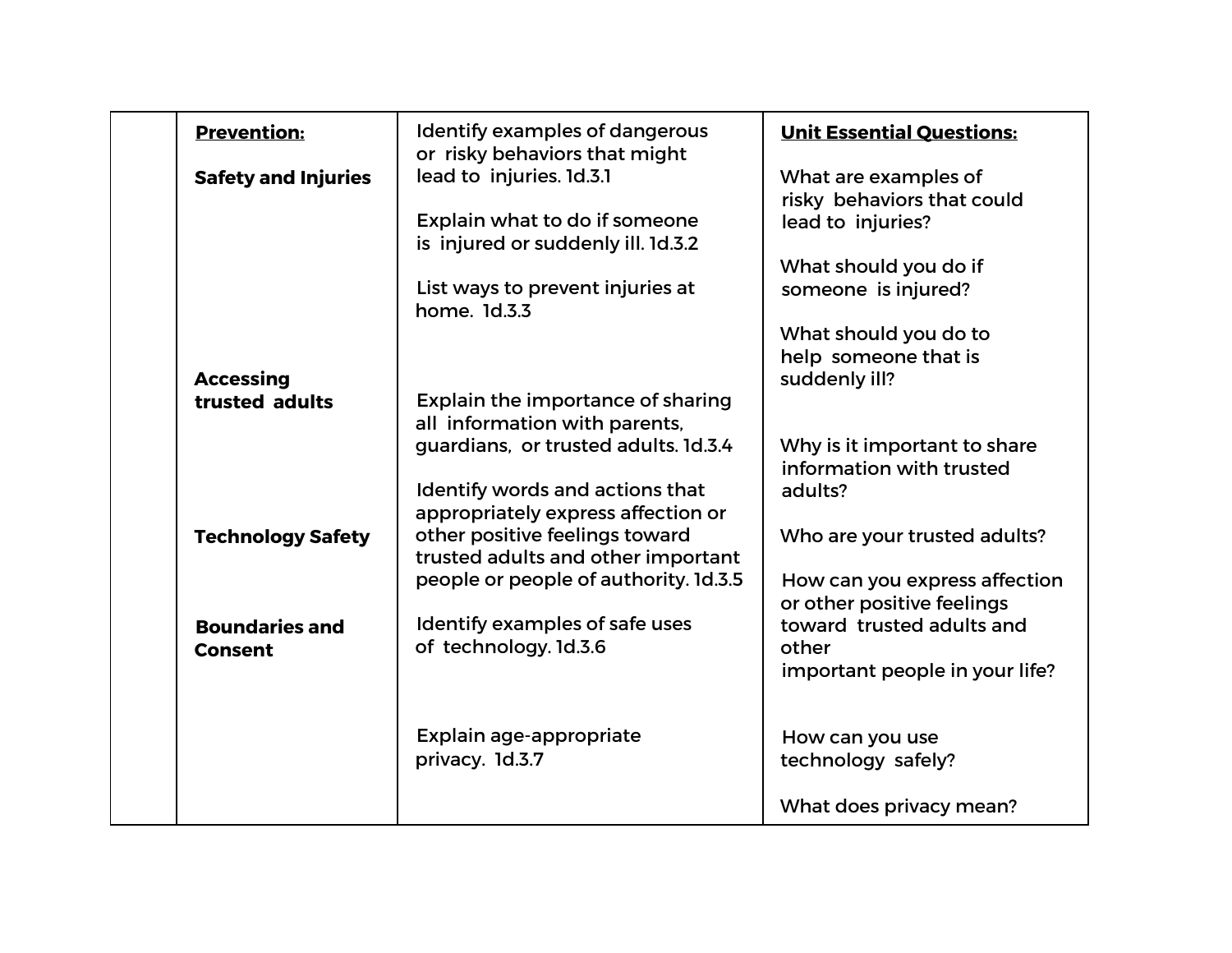| | | | |
|---|---|---|---|
| | **Prevention:**<br><br>**Safety and Injuries**<br><br><br><br><br><br><br><br>**Accessing trusted adults**<br><br><br><br><br><br>**Technology Safety**<br><br><br>**Boundaries and Consent** | Identify examples of dangerous or risky behaviors that might lead to injuries. 1d.3.1<br><br>Explain what to do if someone is injured or suddenly ill. 1d.3.2<br><br>List ways to prevent injuries at home. 1d.3.3<br><br><br><br>Explain the importance of sharing all information with parents, guardians, or trusted adults. 1d.3.4<br><br>Identify words and actions that appropriately express affection or other positive feelings toward trusted adults and other important people or people of authority. 1d.3.5<br><br>Identify examples of safe uses of technology. 1d.3.6<br><br><br>Explain age-appropriate privacy. 1d.3.7 | **Unit Essential Questions:**<br><br>What are examples of risky behaviors that could lead to injuries?<br><br>What should you do if someone is injured?<br><br>What should you do to help someone that is suddenly ill?<br><br><br>Why is it important to share information with trusted adults?<br><br>Who are your trusted adults?<br><br>How can you express affection or other positive feelings toward trusted adults and other important people in your life?<br><br><br>How can you use technology safely?<br><br>What does privacy mean? |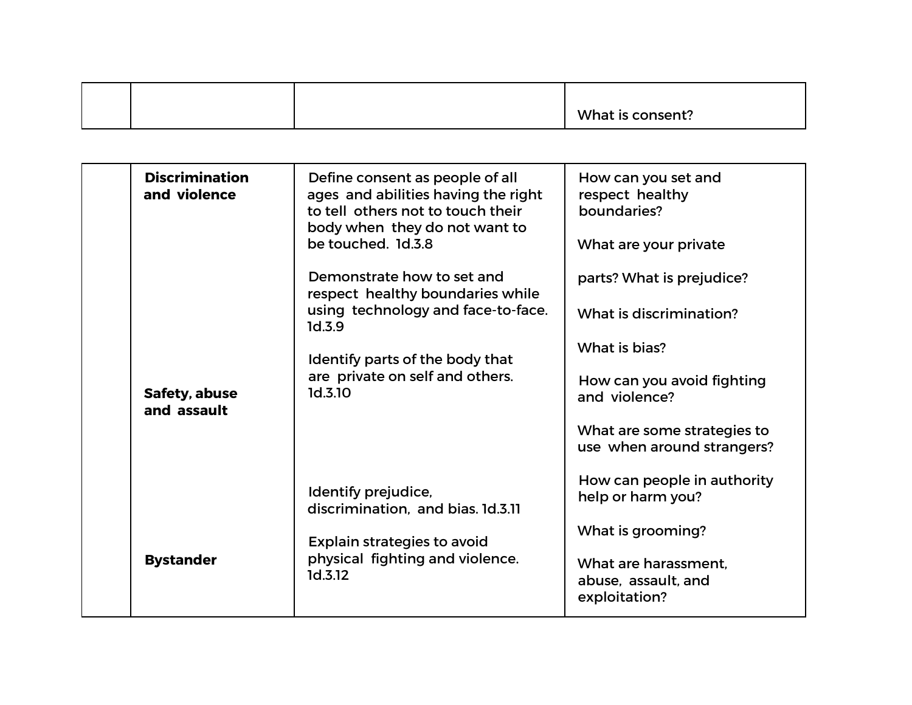| | | | |
|---|---|---|---|
| | | | What is consent? |

| | | | |
|---|---|---|---|
| | **Discrimination and violence**<br><br>**Safety, abuse and assault**<br><br>**Bystander** | Define consent as people of all ages and abilities having the right to tell others not to touch their body when they do not want to be touched. 1d.3.8<br><br>Demonstrate how to set and respect healthy boundaries while using technology and face-to-face. 1d.3.9<br><br>Identify parts of the body that are private on self and others. 1d.3.10<br><br>Identify prejudice, discrimination, and bias. 1d.3.11<br><br>Explain strategies to avoid physical fighting and violence. 1d.3.12 | How can you set and respect healthy boundaries?<br><br>What are your private parts? What is prejudice?<br><br>What is discrimination?<br><br>What is bias?<br><br>How can you avoid fighting and violence?<br><br>What are some strategies to use when around strangers?<br><br>How can people in authority help or harm you?<br><br>What is grooming?<br><br>What are harassment, abuse, assault, and exploitation? |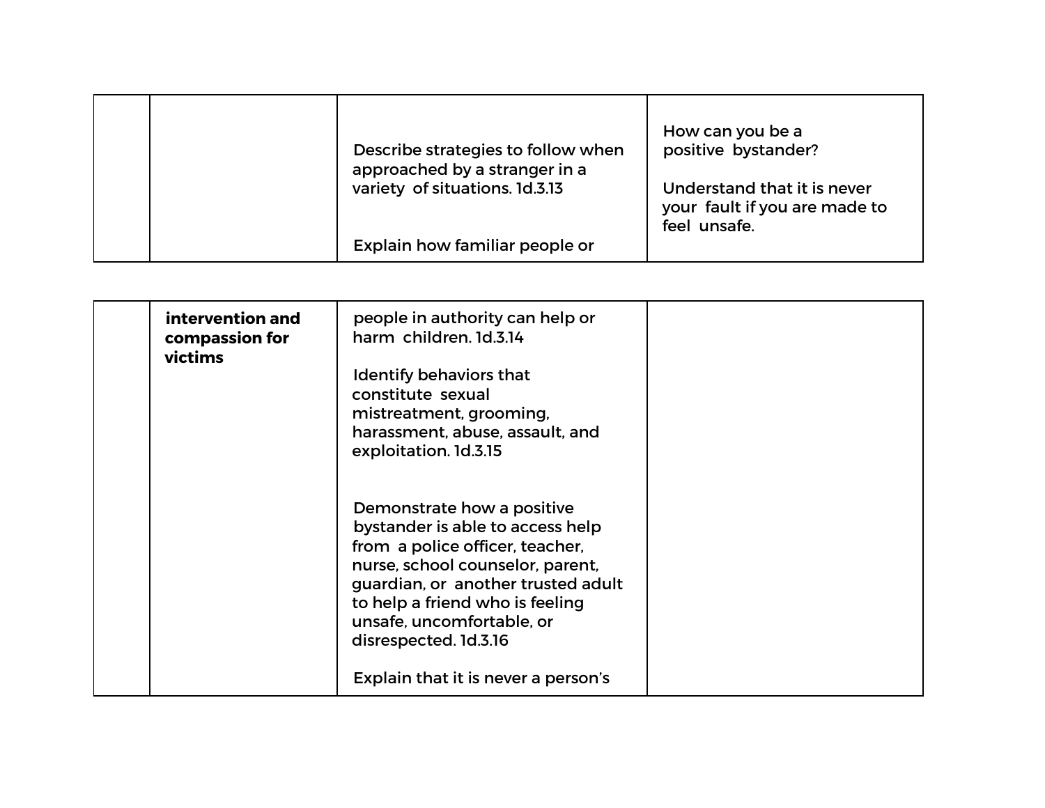| | | | |
|---|---|---|---|
| | | Describe strategies to follow when approached by a stranger in a variety of situations. 1d.3.13<br><br>Explain how familiar people or | How can you be a positive bystander?<br><br>Understand that it is never your fault if you are made to feel unsafe. |

| | | | |
|---|---|---|---|
| | **intervention and compassion for victims** | people in authority can help or harm children. 1d.3.14<br><br>Identify behaviors that constitute sexual mistreatment, grooming, harassment, abuse, assault, and exploitation. 1d.3.15<br><br>Demonstrate how a positive bystander is able to access help from a police officer, teacher, nurse, school counselor, parent, guardian, or another trusted adult to help a friend who is feeling unsafe, uncomfortable, or disrespected. 1d.3.16<br><br>Explain that it is never a person's | |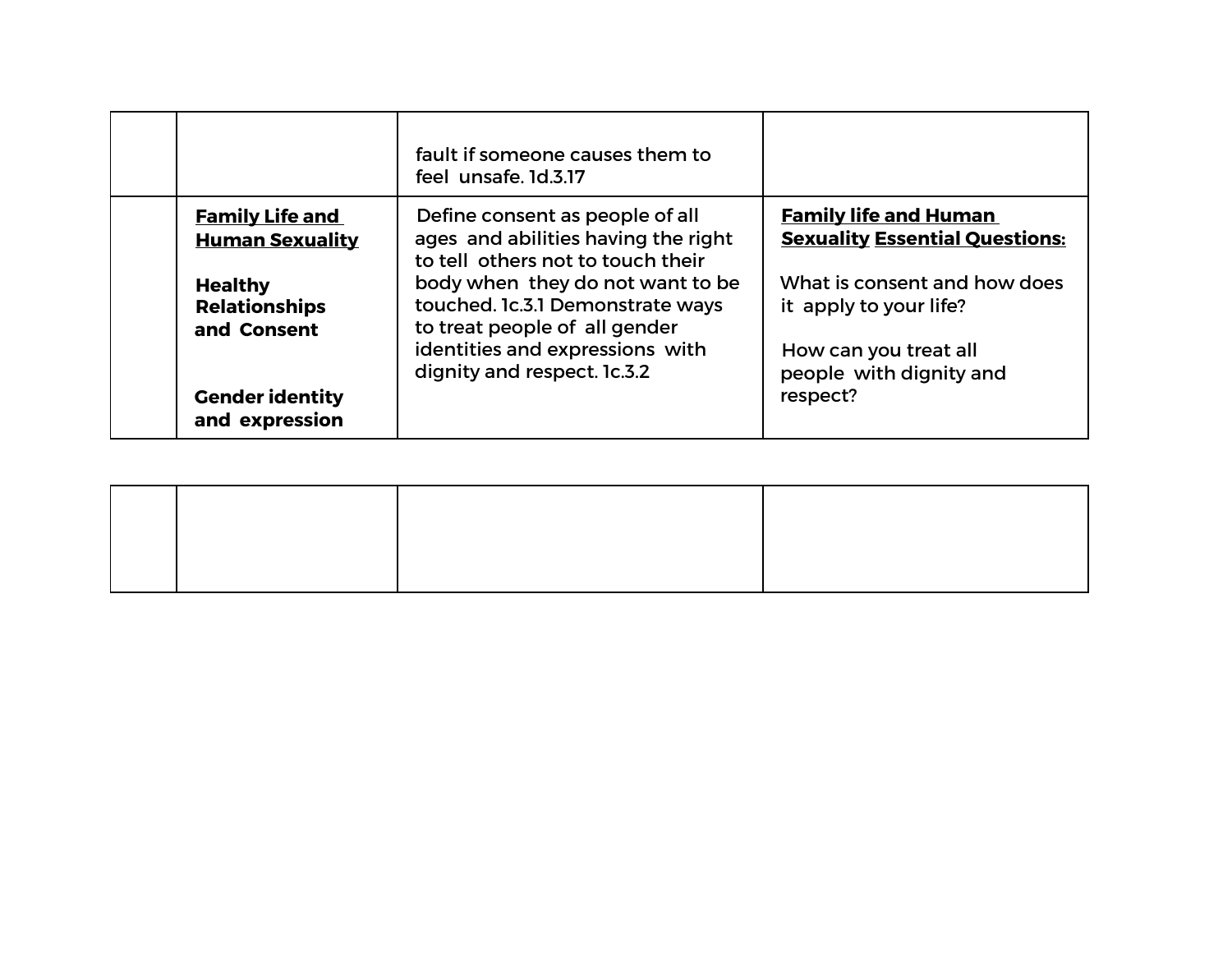| | | | |
|---|---|---|---|
| | | fault if someone causes them to feel unsafe. 1d.3.17 | |
| | **Family Life and Human Sexuality**<br><br>**Healthy Relationships and Consent**<br><br>**Gender identity and expression** | Define consent as people of all ages and abilities having the right to tell others not to touch their body when they do not want to be touched. 1c.3.1 Demonstrate ways to treat people of all gender identities and expressions with dignity and respect. 1c.3.2 | **Family life and Human Sexuality Essential Questions:**<br><br>What is consent and how does it apply to your life?<br><br>How can you treat all people with dignity and respect? |

| | | | |
|---|---|---|---|
| | | | |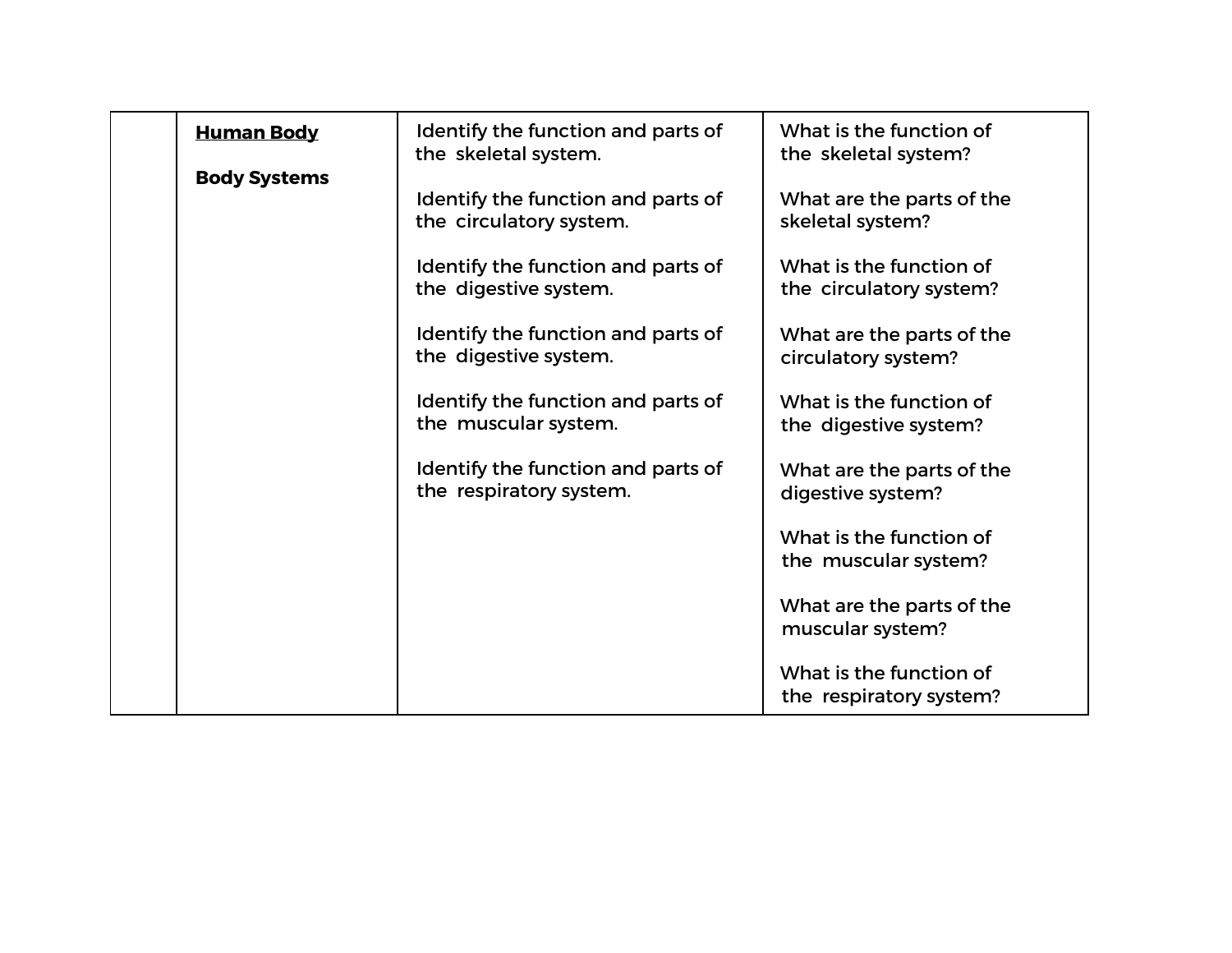|  | **<u>Human Body</u>**<br><br>**Body Systems** | Identify the function and parts of the skeletal system.<br><br>Identify the function and parts of the circulatory system.<br><br>Identify the function and parts of the digestive system.<br><br>Identify the function and parts of the digestive system.<br><br>Identify the function and parts of the muscular system.<br><br>Identify the function and parts of the respiratory system. | What is the function of the skeletal system?<br><br>What are the parts of the skeletal system?<br><br>What is the function of the circulatory system?<br><br>What are the parts of the circulatory system?<br><br>What is the function of the digestive system?<br><br>What are the parts of the digestive system?<br><br>What is the function of the muscular system?<br><br>What are the parts of the muscular system?<br><br>What is the function of the respiratory system? |
|---|---|---|---|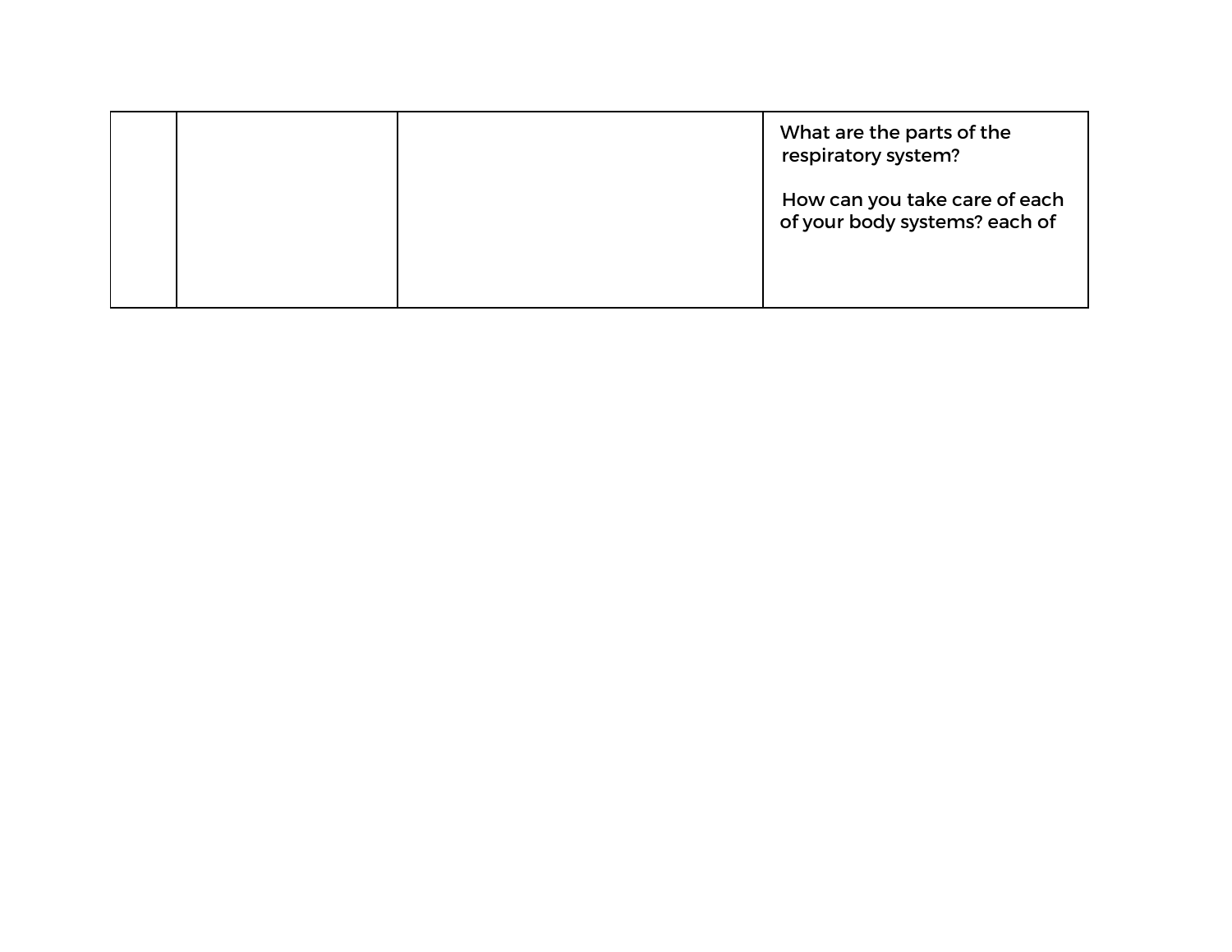| | | | |
|---|---|---|---|
| | | | What are the parts of the respiratory system?<br><br>How can you take care of each of your body systems? each of |